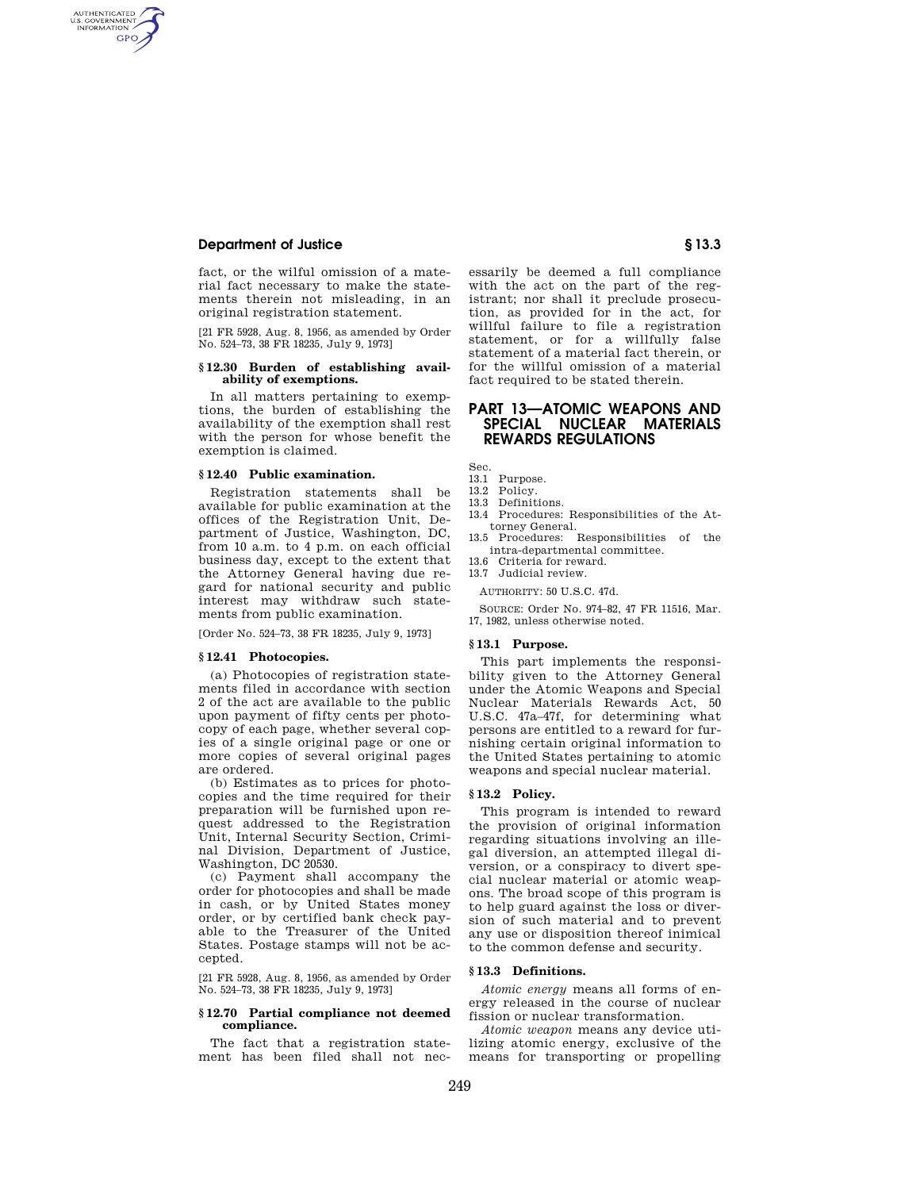fact, or the wilful omission of a material fact necessary to make the statements therein not misleading, in an original registration statement.

[21 FR 5928, Aug. 8, 1956, as amended by Order No. 524–73, 38 FR 18235, July 9, 1973]

### § 12.30 Burden of establishing availability of exemptions.

In all matters pertaining to exemptions, the burden of establishing the availability of the exemption shall rest with the person for whose benefit the exemption is claimed.

### § 12.40 Public examination.

Registration statements shall be available for public examination at the offices of the Registration Unit, Department of Justice, Washington, DC, from 10 a.m. to 4 p.m. on each official business day, except to the extent that the Attorney General having due regard for national security and public interest may withdraw such statements from public examination.

[Order No. 524–73, 38 FR 18235, July 9, 1973]

### § 12.41 Photocopies.

(a) Photocopies of registration statements filed in accordance with section 2 of the act are available to the public upon payment of fifty cents per photocopy of each page, whether several copies of a single original page or one or more copies of several original pages are ordered.

(b) Estimates as to prices for photocopies and the time required for their preparation will be furnished upon request addressed to the Registration Unit, Internal Security Section, Criminal Division, Department of Justice, Washington, DC 20530.

(c) Payment shall accompany the order for photocopies and shall be made in cash, or by United States money order, or by certified bank check payable to the Treasurer of the United States. Postage stamps will not be accepted.

[21 FR 5928, Aug. 8, 1956, as amended by Order No. 524–73, 38 FR 18235, July 9, 1973]

### § 12.70 Partial compliance not deemed compliance.

The fact that a registration statement has been filed shall not necessarily be deemed a full compliance with the act on the part of the registrant; nor shall it preclude prosecution, as provided for in the act, for willful failure to file a registration statement, or for a willfully false statement of a material fact therein, or for the willful omission of a material fact required to be stated therein.

## PART 13—ATOMIC WEAPONS AND SPECIAL NUCLEAR MATERIALS REWARDS REGULATIONS

Sec.
13.1 Purpose.
13.2 Policy.
13.3 Definitions.
13.4 Procedures: Responsibilities of the Attorney General.
13.5 Procedures: Responsibilities of the intra-departmental committee.
13.6 Criteria for reward.
13.7 Judicial review.

AUTHORITY: 50 U.S.C. 47d.

SOURCE: Order No. 974–82, 47 FR 11516, Mar. 17, 1982, unless otherwise noted.

### § 13.1 Purpose.

This part implements the responsibility given to the Attorney General under the Atomic Weapons and Special Nuclear Materials Rewards Act, 50 U.S.C. 47a–47f, for determining what persons are entitled to a reward for furnishing certain original information to the United States pertaining to atomic weapons and special nuclear material.

### § 13.2 Policy.

This program is intended to reward the provision of original information regarding situations involving an illegal diversion, an attempted illegal diversion, or a conspiracy to divert special nuclear material or atomic weapons. The broad scope of this program is to help guard against the loss or diversion of such material and to prevent any use or disposition thereof inimical to the common defense and security.

### § 13.3 Definitions.

*Atomic energy* means all forms of energy released in the course of nuclear fission or nuclear transformation.

*Atomic weapon* means any device utilizing atomic energy, exclusive of the means for transporting or propelling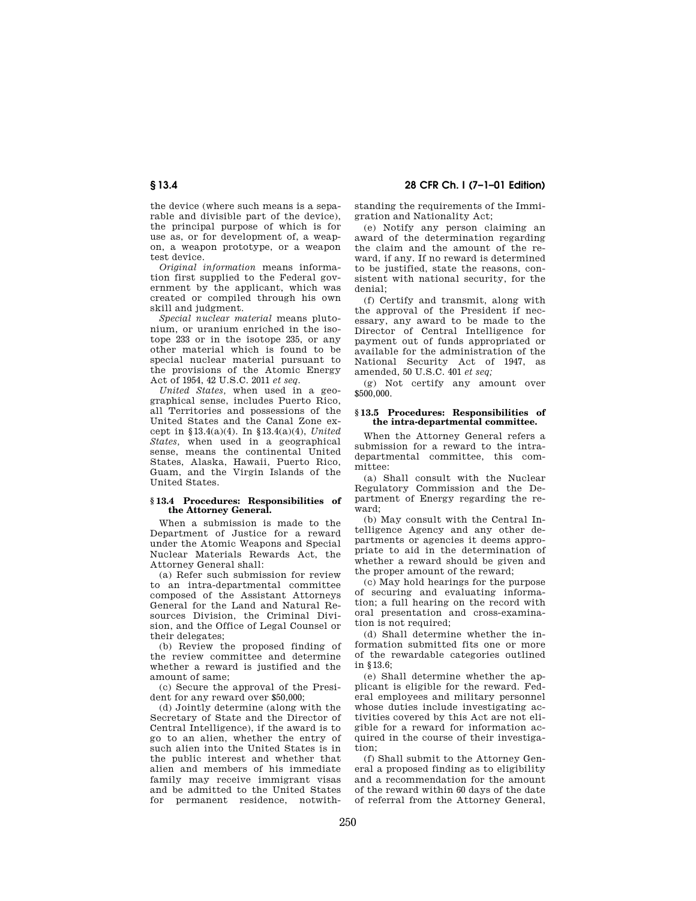the device (where such means is a separable and divisible part of the device), the principal purpose of which is for use as, or for development of, a weapon, a weapon prototype, or a weapon test device.

*Original information* means information first supplied to the Federal government by the applicant, which was created or compiled through his own skill and judgment.

*Special nuclear material* means plutonium, or uranium enriched in the isotope 233 or in the isotope 235, or any other material which is found to be special nuclear material pursuant to the provisions of the Atomic Energy Act of 1954, 42 U.S.C. 2011 *et seq*.

*United States*, when used in a geographical sense, includes Puerto Rico, all Territories and possessions of the United States and the Canal Zone except in §13.4(a)(4). In §13.4(a)(4), *United States*, when used in a geographical sense, means the continental United States, Alaska, Hawaii, Puerto Rico, Guam, and the Virgin Islands of the United States.

### § 13.4 Procedures: Responsibilities of the Attorney General.

When a submission is made to the Department of Justice for a reward under the Atomic Weapons and Special Nuclear Materials Rewards Act, the Attorney General shall:

(a) Refer such submission for review to an intra-departmental committee composed of the Assistant Attorneys General for the Land and Natural Resources Division, the Criminal Division, and the Office of Legal Counsel or their delegates;

(b) Review the proposed finding of the review committee and determine whether a reward is justified and the amount of same;

(c) Secure the approval of the President for any reward over $50,000;

(d) Jointly determine (along with the Secretary of State and the Director of Central Intelligence), if the award is to go to an alien, whether the entry of such alien into the United States is in the public interest and whether that alien and members of his immediate family may receive immigrant visas and be admitted to the United States for permanent residence, notwithstanding the requirements of the Immigration and Nationality Act;

(e) Notify any person claiming an award of the determination regarding the claim and the amount of the reward, if any. If no reward is determined to be justified, state the reasons, consistent with national security, for the denial;

(f) Certify and transmit, along with the approval of the President if necessary, any award to be made to the Director of Central Intelligence for payment out of funds appropriated or available for the administration of the National Security Act of 1947, as amended, 50 U.S.C. 401 *et seq;*

(g) Not certify any amount over $500,000.

### § 13.5 Procedures: Responsibilities of the intra-departmental committee.

When the Attorney General refers a submission for a reward to the intra-departmental committee, this committee:

(a) Shall consult with the Nuclear Regulatory Commission and the Department of Energy regarding the reward;

(b) May consult with the Central Intelligence Agency and any other departments or agencies it deems appropriate to aid in the determination of whether a reward should be given and the proper amount of the reward;

(c) May hold hearings for the purpose of securing and evaluating information; a full hearing on the record with oral presentation and cross-examination is not required;

(d) Shall determine whether the information submitted fits one or more of the rewardable categories outlined in §13.6;

(e) Shall determine whether the applicant is eligible for the reward. Federal employees and military personnel whose duties include investigating activities covered by this Act are not eligible for a reward for information acquired in the course of their investigation;

(f) Shall submit to the Attorney General a proposed finding as to eligibility and a recommendation for the amount of the reward within 60 days of the date of referral from the Attorney General,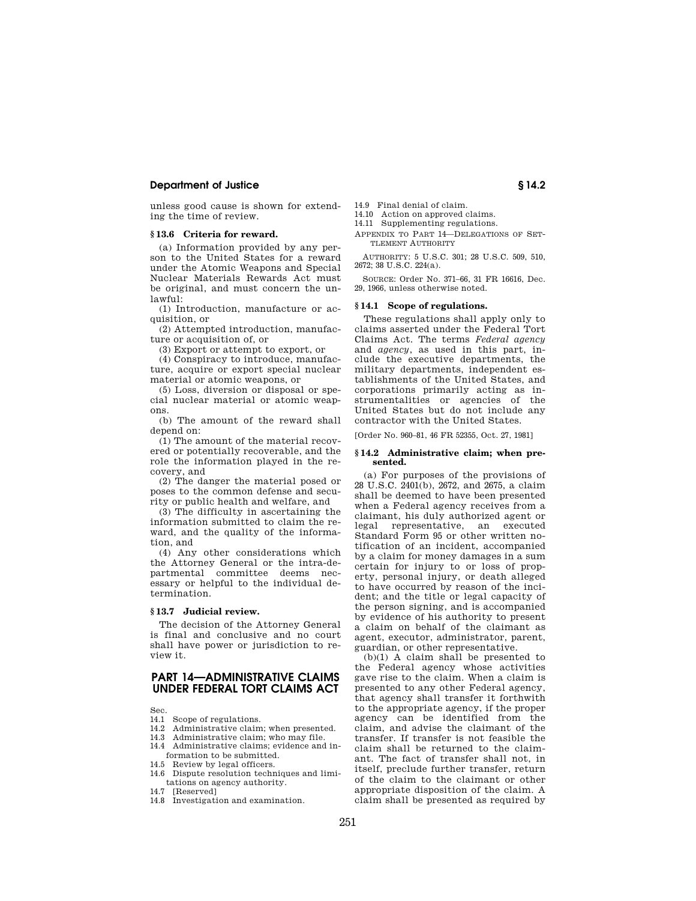unless good cause is shown for extending the time of review.

### § 13.6 Criteria for reward.

(a) Information provided by any person to the United States for a reward under the Atomic Weapons and Special Nuclear Materials Rewards Act must be original, and must concern the unlawful:

(1) Introduction, manufacture or acquisition, or

(2) Attempted introduction, manufacture or acquisition of, or

(3) Export or attempt to export, or

(4) Conspiracy to introduce, manufacture, acquire or export special nuclear material or atomic weapons, or

(5) Loss, diversion or disposal or special nuclear material or atomic weapons.

(b) The amount of the reward shall depend on:

(1) The amount of the material recovered or potentially recoverable, and the role the information played in the recovery, and

(2) The danger the material posed or poses to the common defense and security or public health and welfare, and

(3) The difficulty in ascertaining the information submitted to claim the reward, and the quality of the information, and

(4) Any other considerations which the Attorney General or the intra-departmental committee deems necessary or helpful to the individual determination.

### § 13.7 Judicial review.

The decision of the Attorney General is final and conclusive and no court shall have power or jurisdiction to review it.

## PART 14—ADMINISTRATIVE CLAIMS UNDER FEDERAL TORT CLAIMS ACT

Sec.
14.1 Scope of regulations.
14.2 Administrative claim; when presented.
14.3 Administrative claim; who may file.
14.4 Administrative claims; evidence and information to be submitted.
14.5 Review by legal officers.
14.6 Dispute resolution techniques and limitations on agency authority.
14.7 [Reserved]
14.8 Investigation and examination.
14.9 Final denial of claim.
14.10 Action on approved claims.
14.11 Supplementing regulations.
APPENDIX TO PART 14—DELEGATIONS OF SETTLEMENT AUTHORITY

AUTHORITY: 5 U.S.C. 301; 28 U.S.C. 509, 510, 2672; 38 U.S.C. 224(a).

SOURCE: Order No. 371–66, 31 FR 16616, Dec. 29, 1966, unless otherwise noted.

### § 14.1 Scope of regulations.

These regulations shall apply only to claims asserted under the Federal Tort Claims Act. The terms *Federal agency* and *agency*, as used in this part, include the executive departments, the military departments, independent establishments of the United States, and corporations primarily acting as instrumentalities or agencies of the United States but do not include any contractor with the United States.

[Order No. 960–81, 46 FR 52355, Oct. 27, 1981]

### § 14.2 Administrative claim; when presented.

(a) For purposes of the provisions of 28 U.S.C. 2401(b), 2672, and 2675, a claim shall be deemed to have been presented when a Federal agency receives from a claimant, his duly authorized agent or legal representative, an executed Standard Form 95 or other written notification of an incident, accompanied by a claim for money damages in a sum certain for injury to or loss of property, personal injury, or death alleged to have occurred by reason of the incident; and the title or legal capacity of the person signing, and is accompanied by evidence of his authority to present a claim on behalf of the claimant as agent, executor, administrator, parent, guardian, or other representative.

(b)(1) A claim shall be presented to the Federal agency whose activities gave rise to the claim. When a claim is presented to any other Federal agency, that agency shall transfer it forthwith to the appropriate agency, if the proper agency can be identified from the claim, and advise the claimant of the transfer. If transfer is not feasible the claim shall be returned to the claimant. The fact of transfer shall not, in itself, preclude further transfer, return of the claim to the claimant or other appropriate disposition of the claim. A claim shall be presented as required by